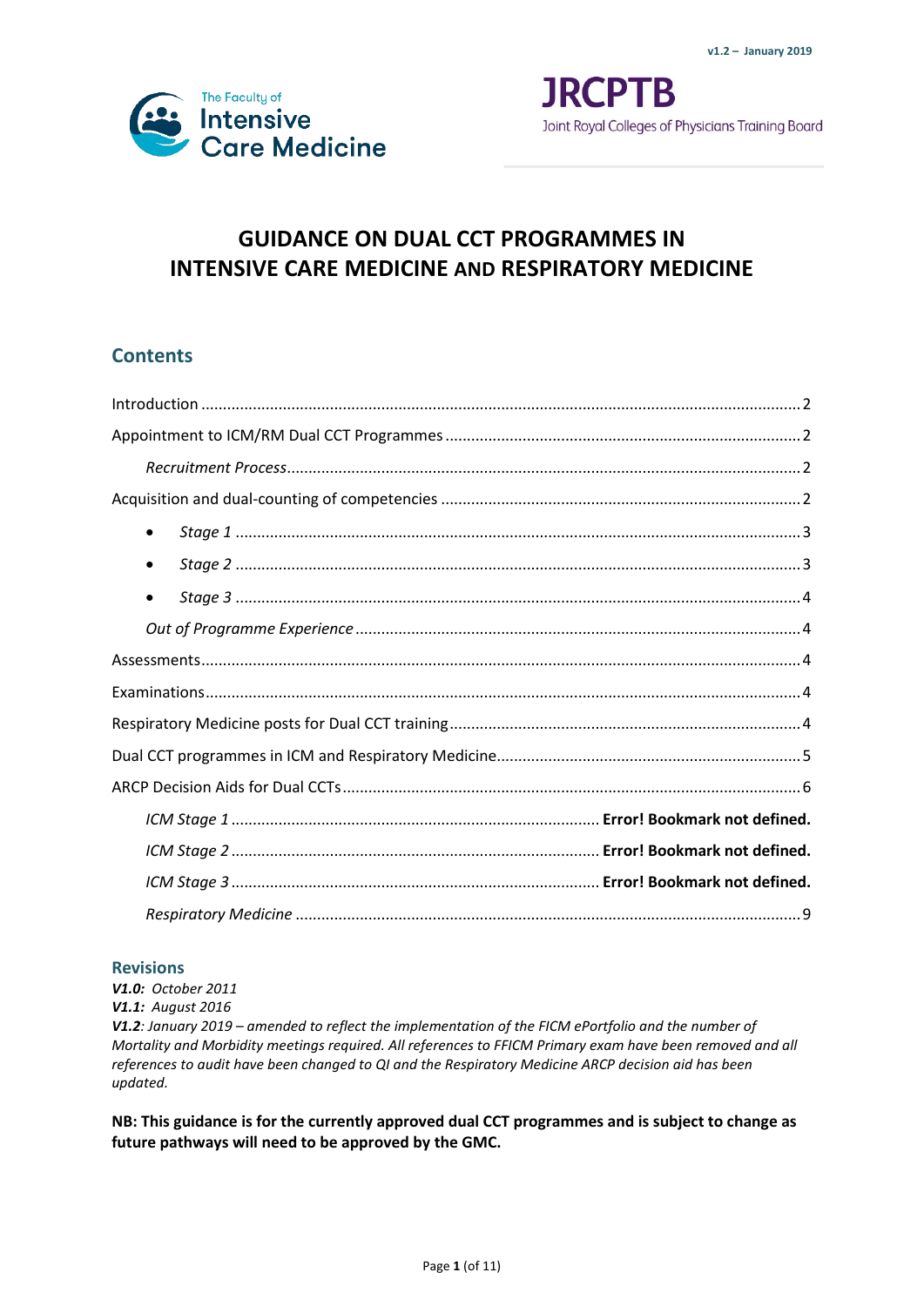v1.2 – January 2019

The Faculty of Intensive Care Medicine

JRCPTB Joint Royal Colleges of Physicians Training Board

# GUIDANCE ON DUAL CCT PROGRAMMES IN INTENSIVE CARE MEDICINE AND RESPIRATORY MEDICINE

## Contents

Introduction ........ 2
Appointment to ICM/RM Dual CCT Programmes ........ 2
  *Recruitment Process* ........ 2
Acquisition and dual-counting of competencies ........ 2
  - *Stage 1* ........ 3
  - *Stage 2* ........ 3
  - *Stage 3* ........ 4

  *Out of Programme Experience* ........ 4
Assessments ........ 4
Examinations ........ 4
Respiratory Medicine posts for Dual CCT training ........ 4
Dual CCT programmes in ICM and Respiratory Medicine ........ 5
ARCP Decision Aids for Dual CCTs ........ 6
  *ICM Stage 1* ........ **Error! Bookmark not defined.**
  *ICM Stage 2* ........ **Error! Bookmark not defined.**
  *ICM Stage 3* ........ **Error! Bookmark not defined.**
  *Respiratory Medicine* ........ 9

### Revisions

***V1.0:*** *October 2011*
***V1.1:*** *August 2016*
***V1.2****: January 2019 – amended to reflect the implementation of the FICM ePortfolio and the number of Mortality and Morbidity meetings required. All references to FFICM Primary exam have been removed and all references to audit have been changed to QI and the Respiratory Medicine ARCP decision aid has been updated.*

**NB: This guidance is for the currently approved dual CCT programmes and is subject to change as future pathways will need to be approved by the GMC.**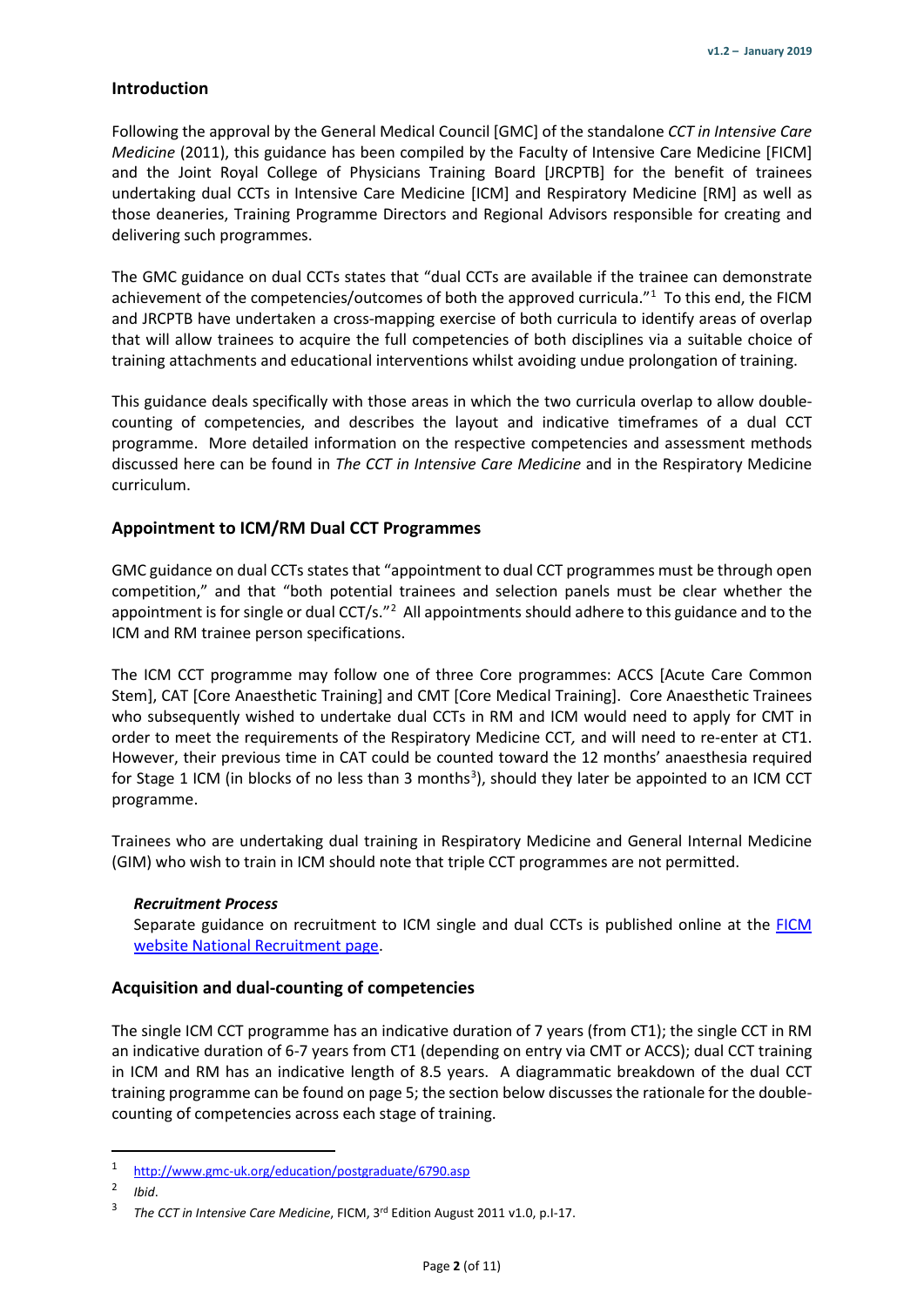## Introduction

Following the approval by the General Medical Council [GMC] of the standalone *CCT in Intensive Care Medicine* (2011), this guidance has been compiled by the Faculty of Intensive Care Medicine [FICM] and the Joint Royal College of Physicians Training Board [JRCPTB] for the benefit of trainees undertaking dual CCTs in Intensive Care Medicine [ICM] and Respiratory Medicine [RM] as well as those deaneries, Training Programme Directors and Regional Advisors responsible for creating and delivering such programmes.

The GMC guidance on dual CCTs states that "dual CCTs are available if the trainee can demonstrate achievement of the competencies/outcomes of both the approved curricula."[1] To this end, the FICM and JRCPTB have undertaken a cross-mapping exercise of both curricula to identify areas of overlap that will allow trainees to acquire the full competencies of both disciplines via a suitable choice of training attachments and educational interventions whilst avoiding undue prolongation of training.

This guidance deals specifically with those areas in which the two curricula overlap to allow double-counting of competencies, and describes the layout and indicative timeframes of a dual CCT programme. More detailed information on the respective competencies and assessment methods discussed here can be found in *The CCT in Intensive Care Medicine* and in the Respiratory Medicine curriculum.

## Appointment to ICM/RM Dual CCT Programmes

GMC guidance on dual CCTs states that "appointment to dual CCT programmes must be through open competition," and that "both potential trainees and selection panels must be clear whether the appointment is for single or dual CCT/s."[2] All appointments should adhere to this guidance and to the ICM and RM trainee person specifications.

The ICM CCT programme may follow one of three Core programmes: ACCS [Acute Care Common Stem], CAT [Core Anaesthetic Training] and CMT [Core Medical Training]. Core Anaesthetic Trainees who subsequently wished to undertake dual CCTs in RM and ICM would need to apply for CMT in order to meet the requirements of the Respiratory Medicine CCT, and will need to re-enter at CT1. However, their previous time in CAT could be counted toward the 12 months' anaesthesia required for Stage 1 ICM (in blocks of no less than 3 months[3]), should they later be appointed to an ICM CCT programme.

Trainees who are undertaking dual training in Respiratory Medicine and General Internal Medicine (GIM) who wish to train in ICM should note that triple CCT programmes are not permitted.

#### *Recruitment Process*

Separate guidance on recruitment to ICM single and dual CCTs is published online at the FICM website National Recruitment page.

## Acquisition and dual-counting of competencies

The single ICM CCT programme has an indicative duration of 7 years (from CT1); the single CCT in RM an indicative duration of 6-7 years from CT1 (depending on entry via CMT or ACCS); dual CCT training in ICM and RM has an indicative length of 8.5 years. A diagrammatic breakdown of the dual CCT training programme can be found on page 5; the section below discusses the rationale for the double-counting of competencies across each stage of training.

---

[1] http://www.gmc-uk.org/education/postgraduate/6790.asp

[2] *Ibid*.

[3] *The CCT in Intensive Care Medicine*, FICM, 3rd Edition August 2011 v1.0, p.I-17.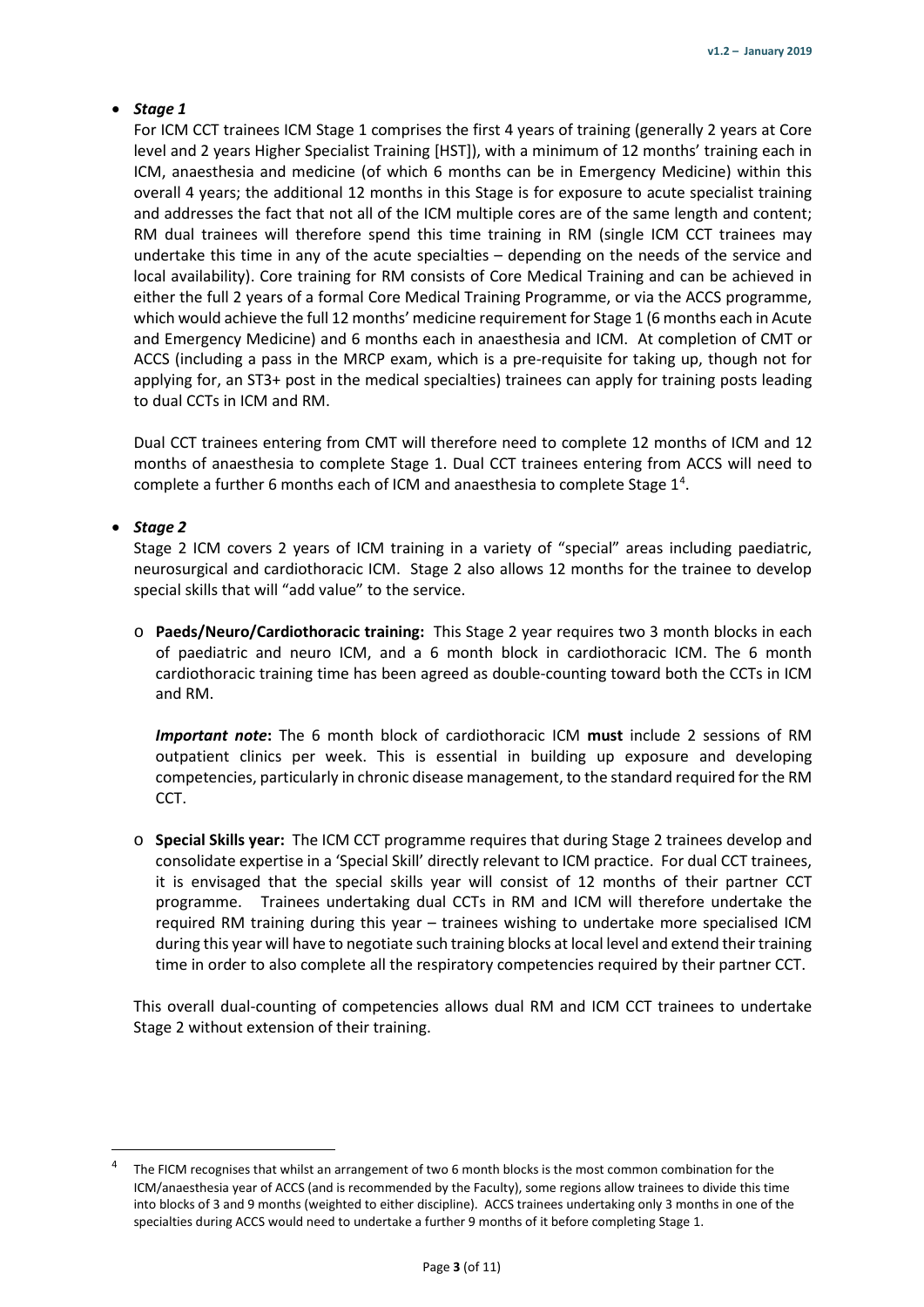- ***Stage 1***

  For ICM CCT trainees ICM Stage 1 comprises the first 4 years of training (generally 2 years at Core level and 2 years Higher Specialist Training [HST]), with a minimum of 12 months' training each in ICM, anaesthesia and medicine (of which 6 months can be in Emergency Medicine) within this overall 4 years; the additional 12 months in this Stage is for exposure to acute specialist training and addresses the fact that not all of the ICM multiple cores are of the same length and content; RM dual trainees will therefore spend this time training in RM (single ICM CCT trainees may undertake this time in any of the acute specialties – depending on the needs of the service and local availability). Core training for RM consists of Core Medical Training and can be achieved in either the full 2 years of a formal Core Medical Training Programme, or via the ACCS programme, which would achieve the full 12 months' medicine requirement for Stage 1 (6 months each in Acute and Emergency Medicine) and 6 months each in anaesthesia and ICM. At completion of CMT or ACCS (including a pass in the MRCP exam, which is a pre-requisite for taking up, though not for applying for, an ST3+ post in the medical specialties) trainees can apply for training posts leading to dual CCTs in ICM and RM.

  Dual CCT trainees entering from CMT will therefore need to complete 12 months of ICM and 12 months of anaesthesia to complete Stage 1. Dual CCT trainees entering from ACCS will need to complete a further 6 months each of ICM and anaesthesia to complete Stage 1[4].

- ***Stage 2***

  Stage 2 ICM covers 2 years of ICM training in a variety of "special" areas including paediatric, neurosurgical and cardiothoracic ICM. Stage 2 also allows 12 months for the trainee to develop special skills that will "add value" to the service.

  - **Paeds/Neuro/Cardiothoracic training:** This Stage 2 year requires two 3 month blocks in each of paediatric and neuro ICM, and a 6 month block in cardiothoracic ICM. The 6 month cardiothoracic training time has been agreed as double-counting toward both the CCTs in ICM and RM.

    ***Important note*:** The 6 month block of cardiothoracic ICM **must** include 2 sessions of RM outpatient clinics per week. This is essential in building up exposure and developing competencies, particularly in chronic disease management, to the standard required for the RM CCT.

  - **Special Skills year:** The ICM CCT programme requires that during Stage 2 trainees develop and consolidate expertise in a 'Special Skill' directly relevant to ICM practice. For dual CCT trainees, it is envisaged that the special skills year will consist of 12 months of their partner CCT programme. Trainees undertaking dual CCTs in RM and ICM will therefore undertake the required RM training during this year – trainees wishing to undertake more specialised ICM during this year will have to negotiate such training blocks at local level and extend their training time in order to also complete all the respiratory competencies required by their partner CCT.

  This overall dual-counting of competencies allows dual RM and ICM CCT trainees to undertake Stage 2 without extension of their training.

---

[4] The FICM recognises that whilst an arrangement of two 6 month blocks is the most common combination for the ICM/anaesthesia year of ACCS (and is recommended by the Faculty), some regions allow trainees to divide this time into blocks of 3 and 9 months (weighted to either discipline). ACCS trainees undertaking only 3 months in one of the specialties during ACCS would need to undertake a further 9 months of it before completing Stage 1.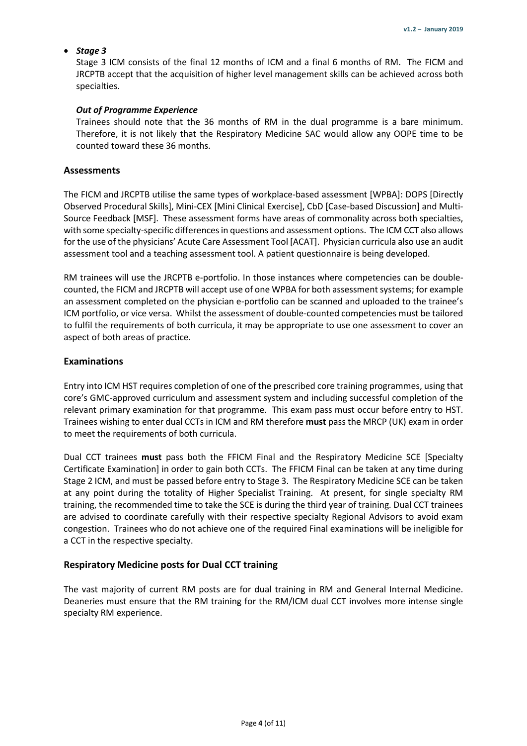- ***Stage 3***

  Stage 3 ICM consists of the final 12 months of ICM and a final 6 months of RM. The FICM and JRCPTB accept that the acquisition of higher level management skills can be achieved across both specialties.

  ***Out of Programme Experience***

  Trainees should note that the 36 months of RM in the dual programme is a bare minimum. Therefore, it is not likely that the Respiratory Medicine SAC would allow any OOPE time to be counted toward these 36 months.

## Assessments

The FICM and JRCPTB utilise the same types of workplace-based assessment [WPBA]: DOPS [Directly Observed Procedural Skills], Mini-CEX [Mini Clinical Exercise], CbD [Case-based Discussion] and Multi-Source Feedback [MSF]. These assessment forms have areas of commonality across both specialties, with some specialty-specific differences in questions and assessment options. The ICM CCT also allows for the use of the physicians' Acute Care Assessment Tool [ACAT]. Physician curricula also use an audit assessment tool and a teaching assessment tool. A patient questionnaire is being developed.

RM trainees will use the JRCPTB e-portfolio. In those instances where competencies can be double-counted, the FICM and JRCPTB will accept use of one WPBA for both assessment systems; for example an assessment completed on the physician e-portfolio can be scanned and uploaded to the trainee's ICM portfolio, or vice versa. Whilst the assessment of double-counted competencies must be tailored to fulfil the requirements of both curricula, it may be appropriate to use one assessment to cover an aspect of both areas of practice.

## Examinations

Entry into ICM HST requires completion of one of the prescribed core training programmes, using that core's GMC-approved curriculum and assessment system and including successful completion of the relevant primary examination for that programme. This exam pass must occur before entry to HST. Trainees wishing to enter dual CCTs in ICM and RM therefore **must** pass the MRCP (UK) exam in order to meet the requirements of both curricula.

Dual CCT trainees **must** pass both the FFICM Final and the Respiratory Medicine SCE [Specialty Certificate Examination] in order to gain both CCTs. The FFICM Final can be taken at any time during Stage 2 ICM, and must be passed before entry to Stage 3. The Respiratory Medicine SCE can be taken at any point during the totality of Higher Specialist Training. At present, for single specialty RM training, the recommended time to take the SCE is during the third year of training. Dual CCT trainees are advised to coordinate carefully with their respective specialty Regional Advisors to avoid exam congestion. Trainees who do not achieve one of the required Final examinations will be ineligible for a CCT in the respective specialty.

## Respiratory Medicine posts for Dual CCT training

The vast majority of current RM posts are for dual training in RM and General Internal Medicine. Deaneries must ensure that the RM training for the RM/ICM dual CCT involves more intense single specialty RM experience.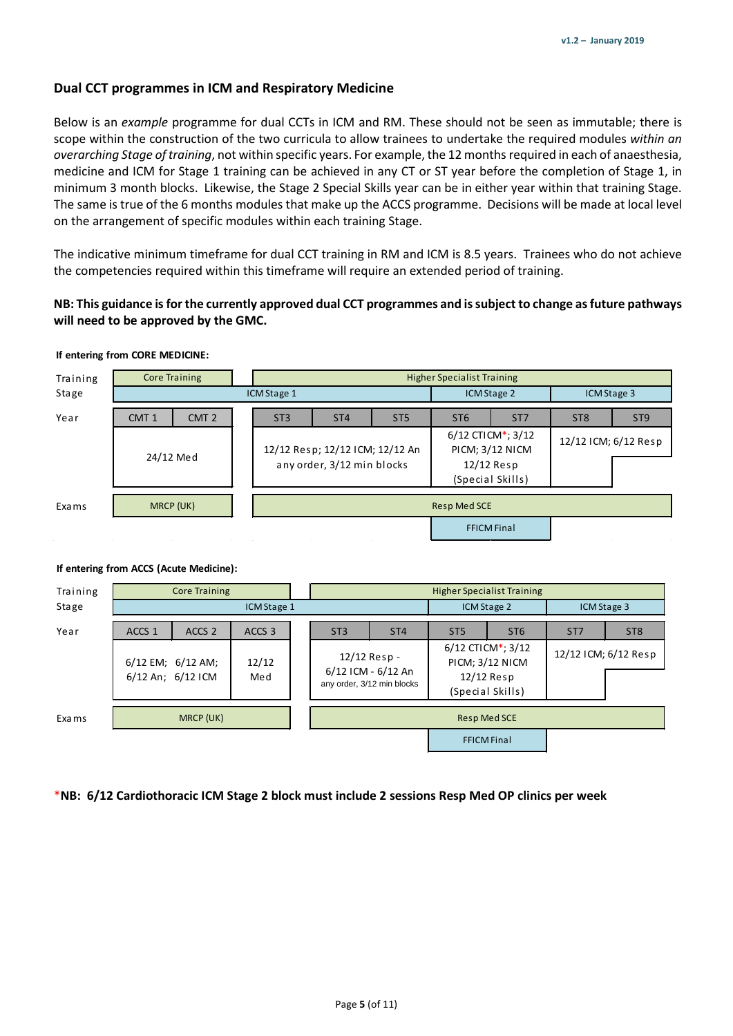## Dual CCT programmes in ICM and Respiratory Medicine

Below is an *example* programme for dual CCTs in ICM and RM. These should not be seen as immutable; there is scope within the construction of the two curricula to allow trainees to undertake the required modules *within an overarching Stage of training*, not within specific years. For example, the 12 months required in each of anaesthesia, medicine and ICM for Stage 1 training can be achieved in any CT or ST year before the completion of Stage 1, in minimum 3 month blocks. Likewise, the Stage 2 Special Skills year can be in either year within that training Stage. The same is true of the 6 months modules that make up the ACCS programme. Decisions will be made at local level on the arrangement of specific modules within each training Stage.

The indicative minimum timeframe for dual CCT training in RM and ICM is 8.5 years. Trainees who do not achieve the competencies required within this timeframe will require an extended period of training.

**NB: This guidance is for the currently approved dual CCT programmes and is subject to change as future pathways will need to be approved by the GMC.**

**If entering from CORE MEDICINE:**

| Training Stage | Core Training | | Higher Specialist Training | | | | | | |
|---|---|---|---|---|---|---|---|---|---|
| | ICM Stage 1 | | | | | ICM Stage 2 | | ICM Stage 3 | |
| Year | CMT 1 | CMT 2 | ST3 | ST4 | ST5 | ST6 | ST7 | ST8 | ST9 |
| | 24/12 Med | | 12/12 Resp; 12/12 ICM; 12/12 An any order, 3/12 min blocks | | | 6/12 CTICM*; 3/12 PICM; 3/12 NICM 12/12 Resp (Special Skills) | | 12/12 ICM; 6/12 Resp | |
| Exams | MRCP (UK) | | Resp Med SCE | | | | | | |
| | | | | | | FFICM Final | | | |

**If entering from ACCS (Acute Medicine):**

| Training Stage | Core Training | | | Higher Specialist Training | | | | | |
|---|---|---|---|---|---|---|---|---|---|
| | ICM Stage 1 | | | | | ICM Stage 2 | | ICM Stage 3 | |
| Year | ACCS 1 | ACCS 2 | ACCS 3 | ST3 | ST4 | ST5 | ST6 | ST7 | ST8 |
| | 6/12 EM; 6/12 AM; 6/12 An; 6/12 ICM | | 12/12 Med | 12/12 Resp - 6/12 ICM - 6/12 An any order, 3/12 min blocks | | 6/12 CTICM*; 3/12 PICM; 3/12 NICM 12/12 Resp (Special Skills) | | 12/12 ICM; 6/12 Resp | |
| Exams | MRCP (UK) | | | Resp Med SCE | | | | | |
| | | | | | | FFICM Final | | | |

***NB: 6/12 Cardiothoracic ICM Stage 2 block must include 2 sessions Resp Med OP clinics per week**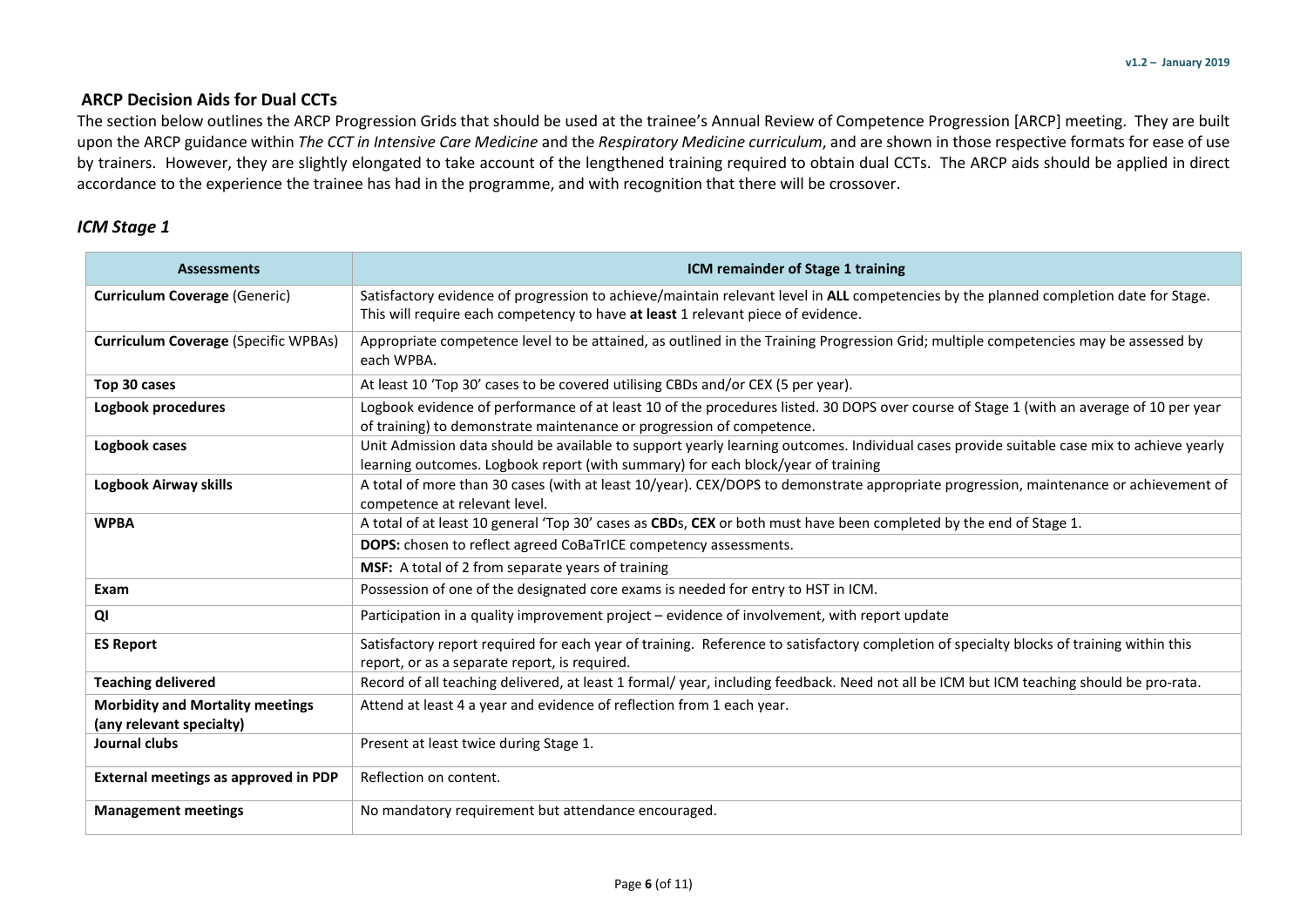## ARCP Decision Aids for Dual CCTs

The section below outlines the ARCP Progression Grids that should be used at the trainee's Annual Review of Competence Progression [ARCP] meeting. They are built upon the ARCP guidance within *The CCT in Intensive Care Medicine* and the *Respiratory Medicine curriculum*, and are shown in those respective formats for ease of use by trainers. However, they are slightly elongated to take account of the lengthened training required to obtain dual CCTs. The ARCP aids should be applied in direct accordance to the experience the trainee has had in the programme, and with recognition that there will be crossover.

### *ICM Stage 1*

| Assessments | ICM remainder of Stage 1 training |
|---|---|
| **Curriculum Coverage** (Generic) | Satisfactory evidence of progression to achieve/maintain relevant level in **ALL** competencies by the planned completion date for Stage. This will require each competency to have **at least** 1 relevant piece of evidence. |
| **Curriculum Coverage** (Specific WPBAs) | Appropriate competence level to be attained, as outlined in the Training Progression Grid; multiple competencies may be assessed by each WPBA. |
| **Top 30 cases** | At least 10 'Top 30' cases to be covered utilising CBDs and/or CEX (5 per year). |
| **Logbook procedures** | Logbook evidence of performance of at least 10 of the procedures listed. 30 DOPS over course of Stage 1 (with an average of 10 per year of training) to demonstrate maintenance or progression of competence. |
| **Logbook cases** | Unit Admission data should be available to support yearly learning outcomes. Individual cases provide suitable case mix to achieve yearly learning outcomes. Logbook report (with summary) for each block/year of training |
| **Logbook Airway skills** | A total of more than 30 cases (with at least 10/year). CEX/DOPS to demonstrate appropriate progression, maintenance or achievement of competence at relevant level. |
| **WPBA** | A total of at least 10 general 'Top 30' cases as **CBD**s, **CEX** or both must have been completed by the end of Stage 1. |
| | **DOPS:** chosen to reflect agreed CoBaTrICE competency assessments. |
| | **MSF:** A total of 2 from separate years of training |
| **Exam** | Possession of one of the designated core exams is needed for entry to HST in ICM. |
| **QI** | Participation in a quality improvement project – evidence of involvement, with report update |
| **ES Report** | Satisfactory report required for each year of training. Reference to satisfactory completion of specialty blocks of training within this report, or as a separate report, is required. |
| **Teaching delivered** | Record of all teaching delivered, at least 1 formal/ year, including feedback. Need not all be ICM but ICM teaching should be pro-rata. |
| **Morbidity and Mortality meetings (any relevant specialty)** | Attend at least 4 a year and evidence of reflection from 1 each year. |
| **Journal clubs** | Present at least twice during Stage 1. |
| **External meetings as approved in PDP** | Reflection on content. |
| **Management meetings** | No mandatory requirement but attendance encouraged. |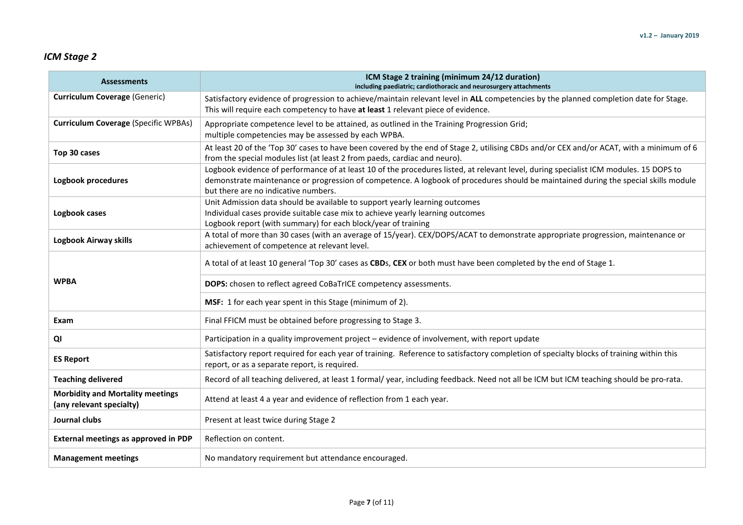*ICM Stage 2*

| Assessments | ICM Stage 2 training (minimum 24/12 duration) including paediatric; cardiothoracic and neurosurgery attachments |
|---|---|
| **Curriculum Coverage** (Generic) | Satisfactory evidence of progression to achieve/maintain relevant level in **ALL** competencies by the planned completion date for Stage. This will require each competency to have **at least** 1 relevant piece of evidence. |
| **Curriculum Coverage** (Specific WPBAs) | Appropriate competence level to be attained, as outlined in the Training Progression Grid; multiple competencies may be assessed by each WPBA. |
| **Top 30 cases** | At least 20 of the 'Top 30' cases to have been covered by the end of Stage 2, utilising CBDs and/or CEX and/or ACAT, with a minimum of 6 from the special modules list (at least 2 from paeds, cardiac and neuro). |
| **Logbook procedures** | Logbook evidence of performance of at least 10 of the procedures listed, at relevant level, during specialist ICM modules. 15 DOPS to demonstrate maintenance or progression of competence. A logbook of procedures should be maintained during the special skills module but there are no indicative numbers. |
| **Logbook cases** | Unit Admission data should be available to support yearly learning outcomes<br>Individual cases provide suitable case mix to achieve yearly learning outcomes<br>Logbook report (with summary) for each block/year of training |
| **Logbook Airway skills** | A total of more than 30 cases (with an average of 15/year). CEX/DOPS/ACAT to demonstrate appropriate progression, maintenance or achievement of competence at relevant level. |
| **WPBA** | A total of at least 10 general 'Top 30' cases as **CBD**s, **CEX** or both must have been completed by the end of Stage 1. |
| | **DOPS:** chosen to reflect agreed CoBaTrICE competency assessments. |
| | **MSF:** 1 for each year spent in this Stage (minimum of 2). |
| **Exam** | Final FFICM must be obtained before progressing to Stage 3. |
| **QI** | Participation in a quality improvement project – evidence of involvement, with report update |
| **ES Report** | Satisfactory report required for each year of training. Reference to satisfactory completion of specialty blocks of training within this report, or as a separate report, is required. |
| **Teaching delivered** | Record of all teaching delivered, at least 1 formal/ year, including feedback. Need not all be ICM but ICM teaching should be pro-rata. |
| **Morbidity and Mortality meetings (any relevant specialty)** | Attend at least 4 a year and evidence of reflection from 1 each year. |
| **Journal clubs** | Present at least twice during Stage 2 |
| **External meetings as approved in PDP** | Reflection on content. |
| **Management meetings** | No mandatory requirement but attendance encouraged. |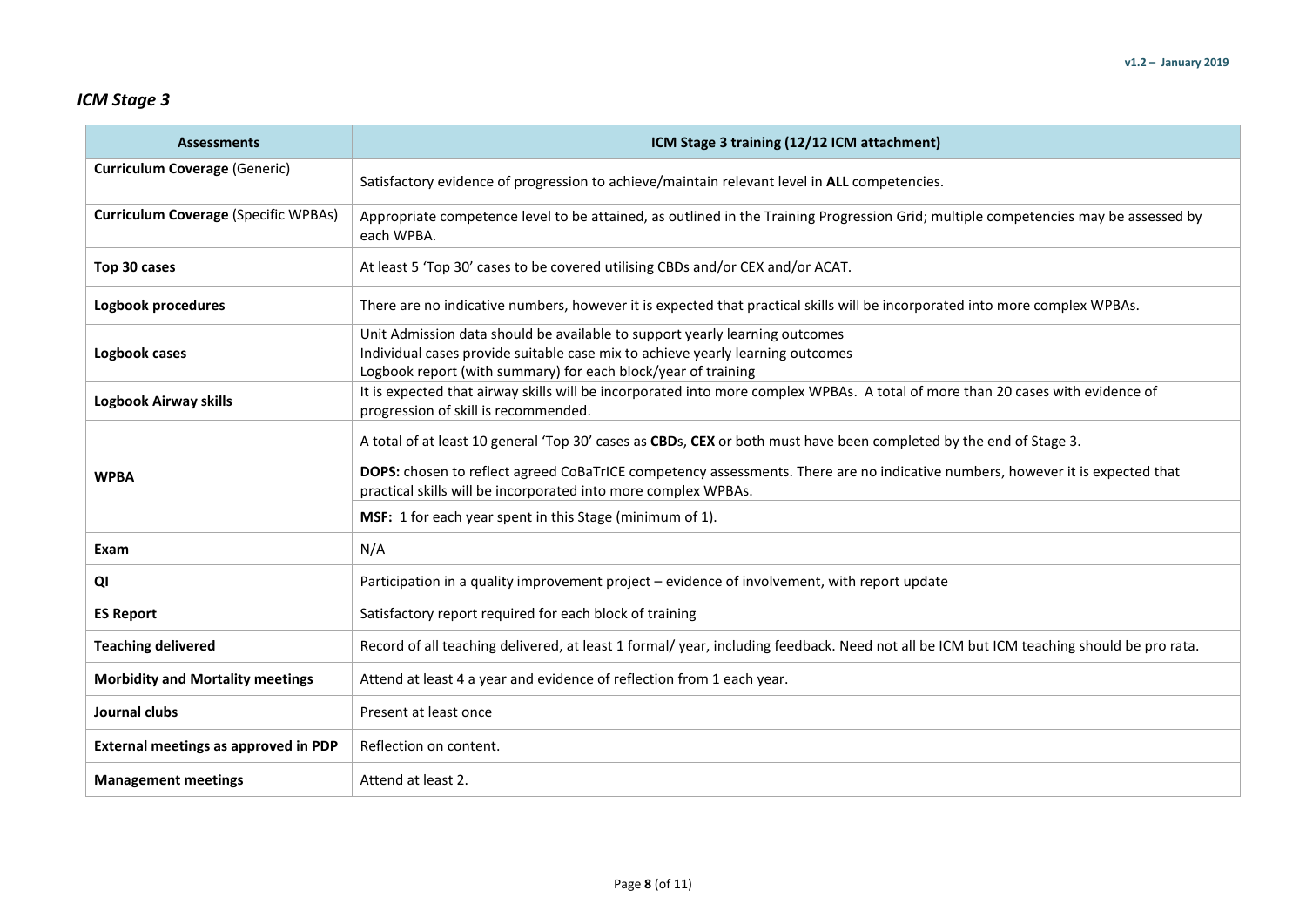## *ICM Stage 3*

| Assessments | ICM Stage 3 training (12/12 ICM attachment) |
|---|---|
| **Curriculum Coverage** (Generic) | Satisfactory evidence of progression to achieve/maintain relevant level in **ALL** competencies. |
| **Curriculum Coverage** (Specific WPBAs) | Appropriate competence level to be attained, as outlined in the Training Progression Grid; multiple competencies may be assessed by each WPBA. |
| **Top 30 cases** | At least 5 'Top 30' cases to be covered utilising CBDs and/or CEX and/or ACAT. |
| **Logbook procedures** | There are no indicative numbers, however it is expected that practical skills will be incorporated into more complex WPBAs. |
| **Logbook cases** | Unit Admission data should be available to support yearly learning outcomes<br>Individual cases provide suitable case mix to achieve yearly learning outcomes<br>Logbook report (with summary) for each block/year of training |
| **Logbook Airway skills** | It is expected that airway skills will be incorporated into more complex WPBAs. A total of more than 20 cases with evidence of progression of skill is recommended. |
| **WPBA** | A total of at least 10 general 'Top 30' cases as **CBD**s, **CEX** or both must have been completed by the end of Stage 3. |
| | **DOPS:** chosen to reflect agreed CoBaTrICE competency assessments. There are no indicative numbers, however it is expected that practical skills will be incorporated into more complex WPBAs. |
| | **MSF:** 1 for each year spent in this Stage (minimum of 1). |
| **Exam** | N/A |
| **QI** | Participation in a quality improvement project – evidence of involvement, with report update |
| **ES Report** | Satisfactory report required for each block of training |
| **Teaching delivered** | Record of all teaching delivered, at least 1 formal/ year, including feedback. Need not all be ICM but ICM teaching should be pro rata. |
| **Morbidity and Mortality meetings** | Attend at least 4 a year and evidence of reflection from 1 each year. |
| **Journal clubs** | Present at least once |
| **External meetings as approved in PDP** | Reflection on content. |
| **Management meetings** | Attend at least 2. |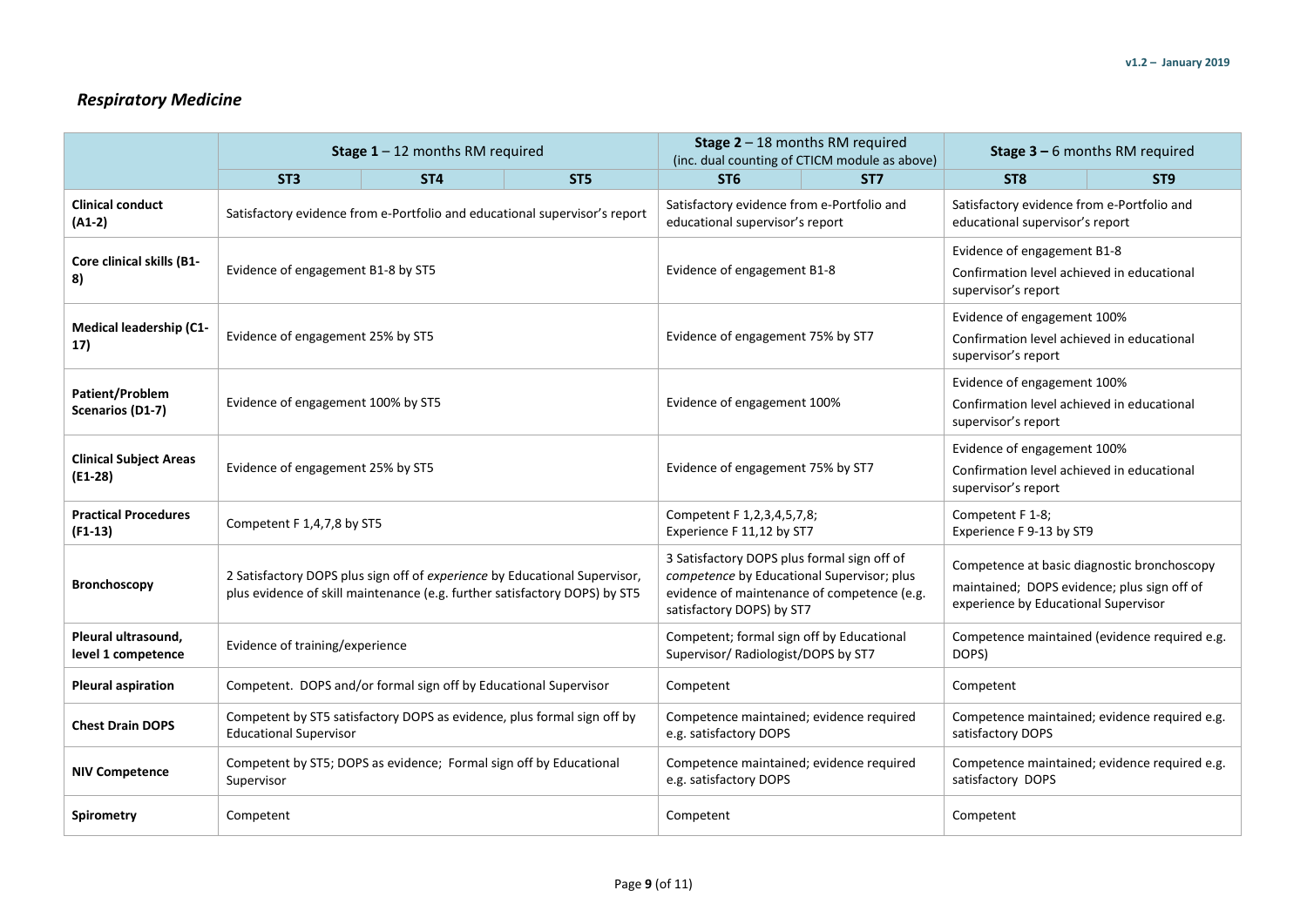## *Respiratory Medicine*

| | Stage 1 – 12 months RM required | | | Stage 2 – 18 months RM required (inc. dual counting of CTICM module as above) | | Stage 3 – 6 months RM required | |
|---|---|---|---|---|---|---|---|
| | **ST3** | **ST4** | **ST5** | **ST6** | **ST7** | **ST8** | **ST9** |
| **Clinical conduct (A1-2)** | Satisfactory evidence from e-Portfolio and educational supervisor's report | | | Satisfactory evidence from e-Portfolio and educational supervisor's report | | Satisfactory evidence from e-Portfolio and educational supervisor's report | |
| **Core clinical skills (B1-8)** | Evidence of engagement B1-8 by ST5 | | | Evidence of engagement B1-8 | | Evidence of engagement B1-8<br>Confirmation level achieved in educational supervisor's report | |
| **Medical leadership (C1-17)** | Evidence of engagement 25% by ST5 | | | Evidence of engagement 75% by ST7 | | Evidence of engagement 100%<br>Confirmation level achieved in educational supervisor's report | |
| **Patient/Problem Scenarios (D1-7)** | Evidence of engagement 100% by ST5 | | | Evidence of engagement 100% | | Evidence of engagement 100%<br>Confirmation level achieved in educational supervisor's report | |
| **Clinical Subject Areas (E1-28)** | Evidence of engagement 25% by ST5 | | | Evidence of engagement 75% by ST7 | | Evidence of engagement 100%<br>Confirmation level achieved in educational supervisor's report | |
| **Practical Procedures (F1-13)** | Competent F 1,4,7,8 by ST5 | | | Competent F 1,2,3,4,5,7,8;<br>Experience F 11,12 by ST7 | | Competent F 1-8;<br>Experience F 9-13 by ST9 | |
| **Bronchoscopy** | 2 Satisfactory DOPS plus sign off of *experience* by Educational Supervisor, plus evidence of skill maintenance (e.g. further satisfactory DOPS) by ST5 | | | 3 Satisfactory DOPS plus formal sign off of *competence* by Educational Supervisor; plus evidence of maintenance of competence (e.g. satisfactory DOPS) by ST7 | | Competence at basic diagnostic bronchoscopy maintained; DOPS evidence; plus sign off of experience by Educational Supervisor | |
| **Pleural ultrasound, level 1 competence** | Evidence of training/experience | | | Competent; formal sign off by Educational Supervisor/ Radiologist/DOPS by ST7 | | Competence maintained (evidence required e.g. DOPS) | |
| **Pleural aspiration** | Competent. DOPS and/or formal sign off by Educational Supervisor | | | Competent | | Competent | |
| **Chest Drain DOPS** | Competent by ST5 satisfactory DOPS as evidence, plus formal sign off by Educational Supervisor | | | Competence maintained; evidence required e.g. satisfactory DOPS | | Competence maintained; evidence required e.g. satisfactory DOPS | |
| **NIV Competence** | Competent by ST5; DOPS as evidence; Formal sign off by Educational Supervisor | | | Competence maintained; evidence required e.g. satisfactory DOPS | | Competence maintained; evidence required e.g. satisfactory DOPS | |
| **Spirometry** | Competent | | | Competent | | Competent | |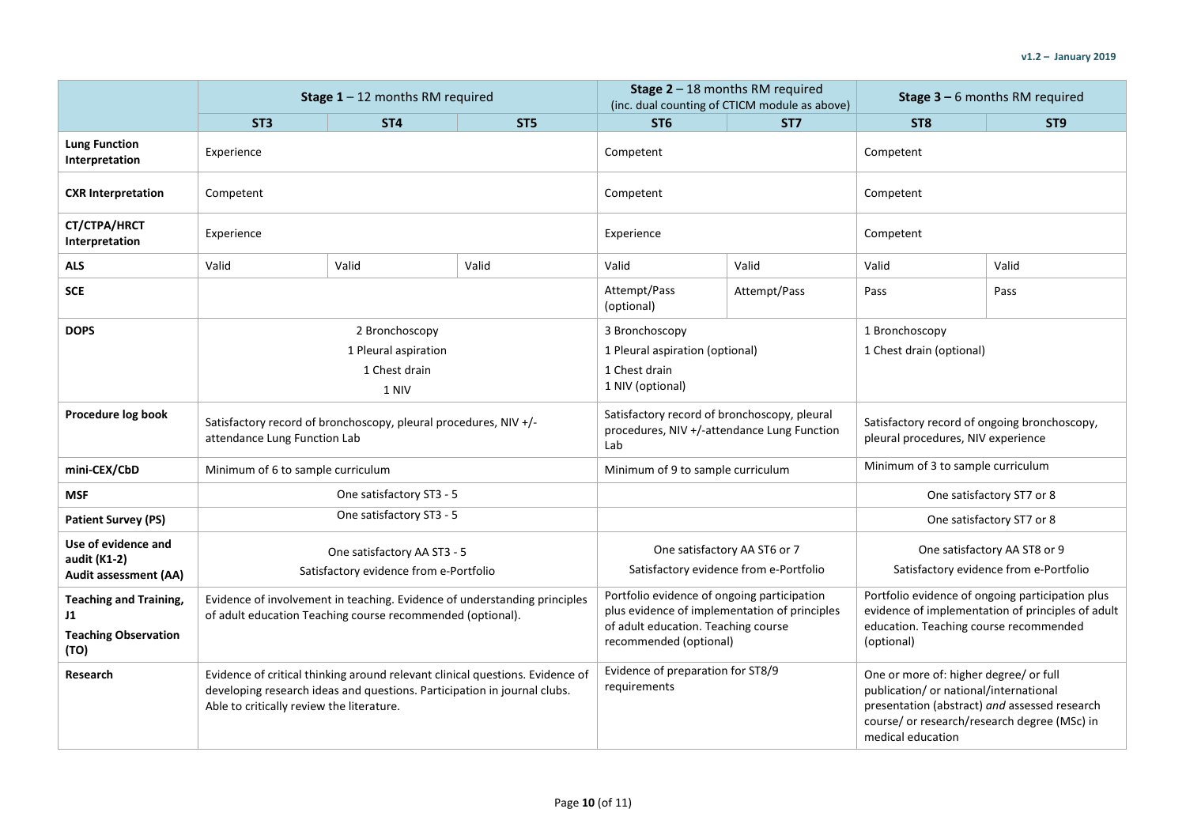| | Stage 1 – 12 months RM required | | | Stage 2 – 18 months RM required (inc. dual counting of CTICM module as above) | | Stage 3 – 6 months RM required | |
|---|---|---|---|---|---|---|---|
| | ST3 | ST4 | ST5 | ST6 | ST7 | ST8 | ST9 |
| **Lung Function Interpretation** | Experience | | | Competent | | Competent | |
| **CXR Interpretation** | Competent | | | Competent | | Competent | |
| **CT/CTPA/HRCT Interpretation** | Experience | | | Experience | | Competent | |
| **ALS** | Valid | Valid | Valid | Valid | Valid | Valid | Valid |
| **SCE** | | | | Attempt/Pass (optional) | Attempt/Pass | Pass | Pass |
| **DOPS** | 2 Bronchoscopy<br>1 Pleural aspiration<br>1 Chest drain<br>1 NIV | | | 3 Bronchoscopy<br>1 Pleural aspiration (optional)<br>1 Chest drain<br>1 NIV (optional) | | 1 Bronchoscopy<br>1 Chest drain (optional) | |
| **Procedure log book** | Satisfactory record of bronchoscopy, pleural procedures, NIV +/- attendance Lung Function Lab | | | Satisfactory record of bronchoscopy, pleural procedures, NIV +/-attendance Lung Function Lab | | Satisfactory record of ongoing bronchoscopy, pleural procedures, NIV experience | |
| **mini-CEX/CbD** | Minimum of 6 to sample curriculum | | | Minimum of 9 to sample curriculum | | Minimum of 3 to sample curriculum | |
| **MSF** | One satisfactory ST3 - 5 | | | | | One satisfactory ST7 or 8 | |
| **Patient Survey (PS)** | One satisfactory ST3 - 5 | | | | | One satisfactory ST7 or 8 | |
| **Use of evidence and audit (K1-2)**<br>**Audit assessment (AA)** | One satisfactory AA ST3 - 5<br>Satisfactory evidence from e-Portfolio | | | One satisfactory AA ST6 or 7<br>Satisfactory evidence from e-Portfolio | | One satisfactory AA ST8 or 9<br>Satisfactory evidence from e-Portfolio | |
| **Teaching and Training, J1**<br>**Teaching Observation (TO)** | Evidence of involvement in teaching. Evidence of understanding principles of adult education Teaching course recommended (optional). | | | Portfolio evidence of ongoing participation plus evidence of implementation of principles of adult education. Teaching course recommended (optional) | | Portfolio evidence of ongoing participation plus evidence of implementation of principles of adult education. Teaching course recommended (optional) | |
| **Research** | Evidence of critical thinking around relevant clinical questions. Evidence of developing research ideas and questions. Participation in journal clubs. Able to critically review the literature. | | | Evidence of preparation for ST8/9 requirements | | One or more of: higher degree/ or full publication/ or national/international presentation (abstract) *and* assessed research course/ or research/research degree (MSc) in medical education | |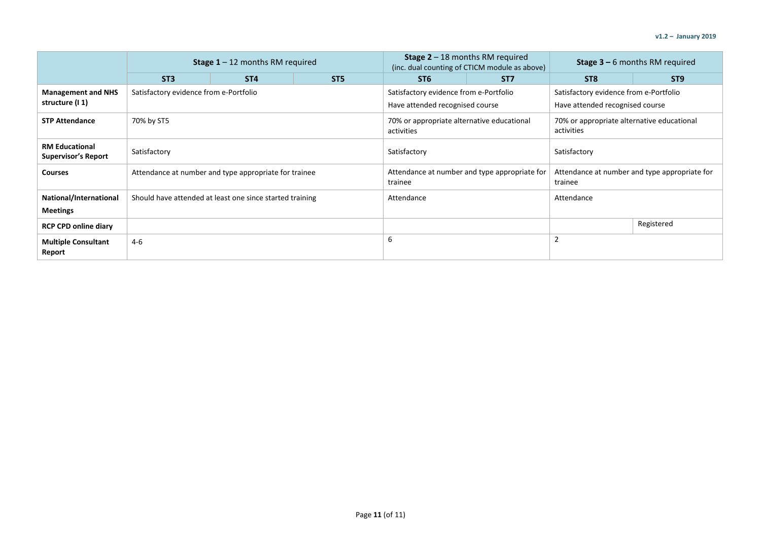| | Stage 1 – 12 months RM required | | | Stage 2 – 18 months RM required (inc. dual counting of CTICM module as above) | | Stage 3 – 6 months RM required | |
|---|---|---|---|---|---|---|---|
| | **ST3** | **ST4** | **ST5** | **ST6** | **ST7** | **ST8** | **ST9** |
| **Management and NHS structure (I 1)** | Satisfactory evidence from e-Portfolio | | | Satisfactory evidence from e-Portfolio<br>Have attended recognised course | | Satisfactory evidence from e-Portfolio<br>Have attended recognised course | |
| **STP Attendance** | 70% by ST5 | | | 70% or appropriate alternative educational activities | | 70% or appropriate alternative educational activities | |
| **RM Educational Supervisor's Report** | Satisfactory | | | Satisfactory | | Satisfactory | |
| **Courses** | Attendance at number and type appropriate for trainee | | | Attendance at number and type appropriate for trainee | | Attendance at number and type appropriate for trainee | |
| **National/International Meetings** | Should have attended at least one since started training | | | Attendance | | Attendance | |
| **RCP CPD online diary** | | | | | | | Registered |
| **Multiple Consultant Report** | 4-6 | | | 6 | | 2 | |